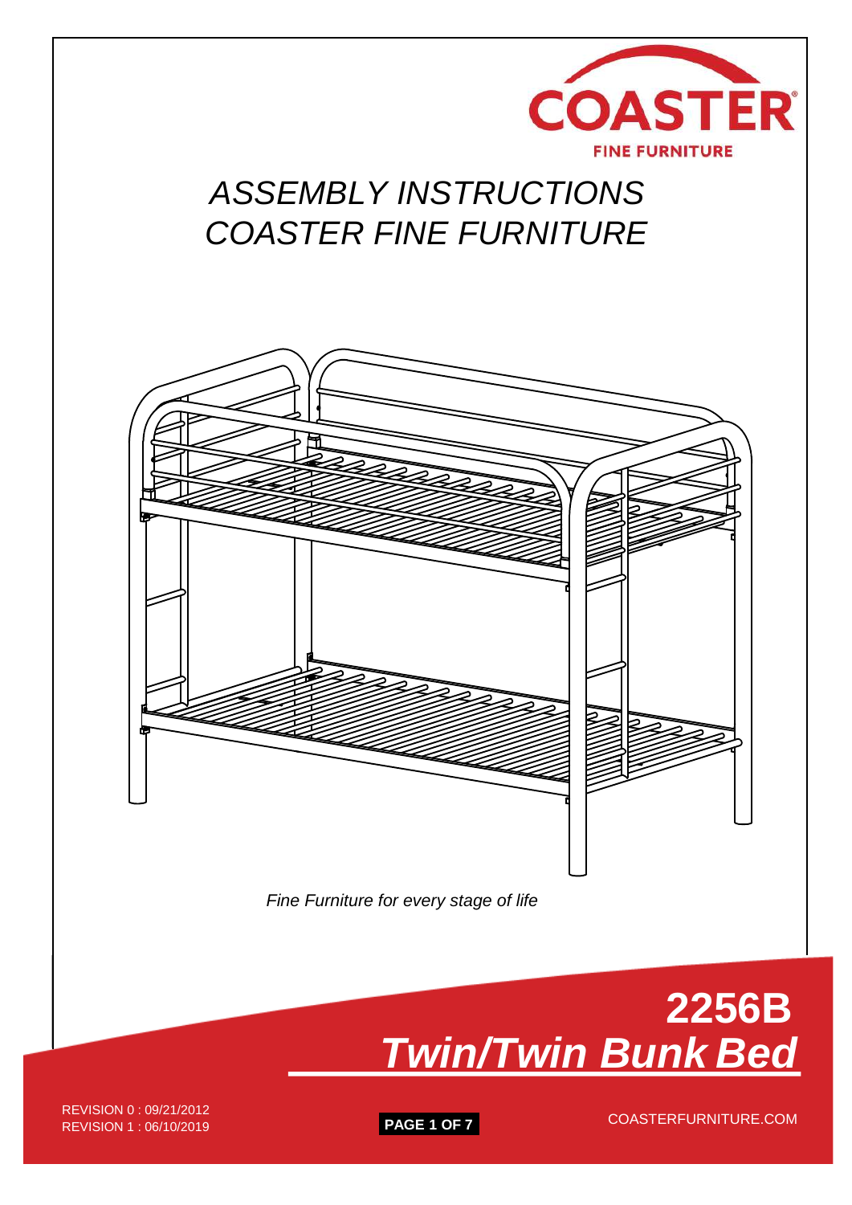COASTER

FINE FURNITURE

# *ASSEMBLY INSTRUCTIONS*
# *COASTER FINE FURNITURE*

*Fine Furniture for every stage of life*

# 2256B
## *Twin/Twin Bunk Bed*

REVISION 0 : 09/21/2012
REVISION 1 : 06/10/2019

COASTERFURNITURE.COM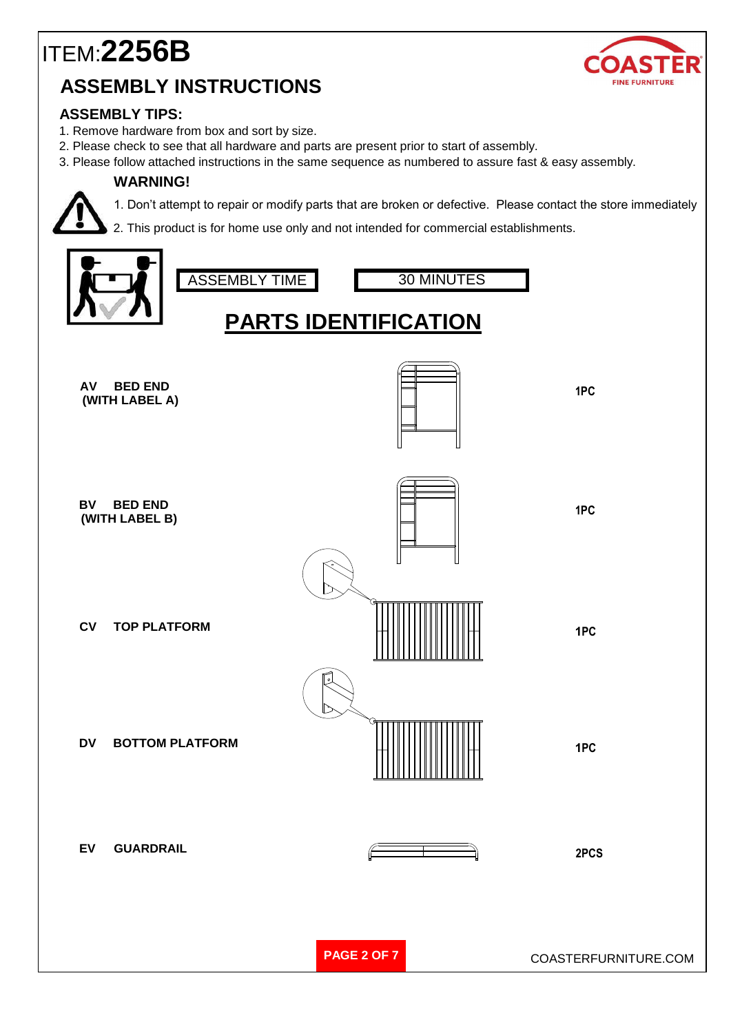# ITEM:**2256B**

## ASSEMBLY INSTRUCTIONS

### ASSEMBLY TIPS:

1. Remove hardware from box and sort by size.
2. Please check to see that all hardware and parts are present prior to start of assembly.
3. Please follow attached instructions in the same sequence as numbered to assure fast & easy assembly.

**WARNING!**

1. Don't attempt to repair or modify parts that are broken or defective. Please contact the store immediately
2. This product is for home use only and not intended for commercial establishments.

| ASSEMBLY TIME | 30 MINUTES |
|---|---|

## PARTS IDENTIFICATION

| Part | Description | Quantity |
|---|---|---|
| AV | BED END (WITH LABEL A) | 1PC |
| BV | BED END (WITH LABEL B) | 1PC |
| CV | TOP PLATFORM | 1PC |
| DV | BOTTOM PLATFORM | 1PC |
| EV | GUARDRAIL | 2PCS |

COASTERFURNITURE.COM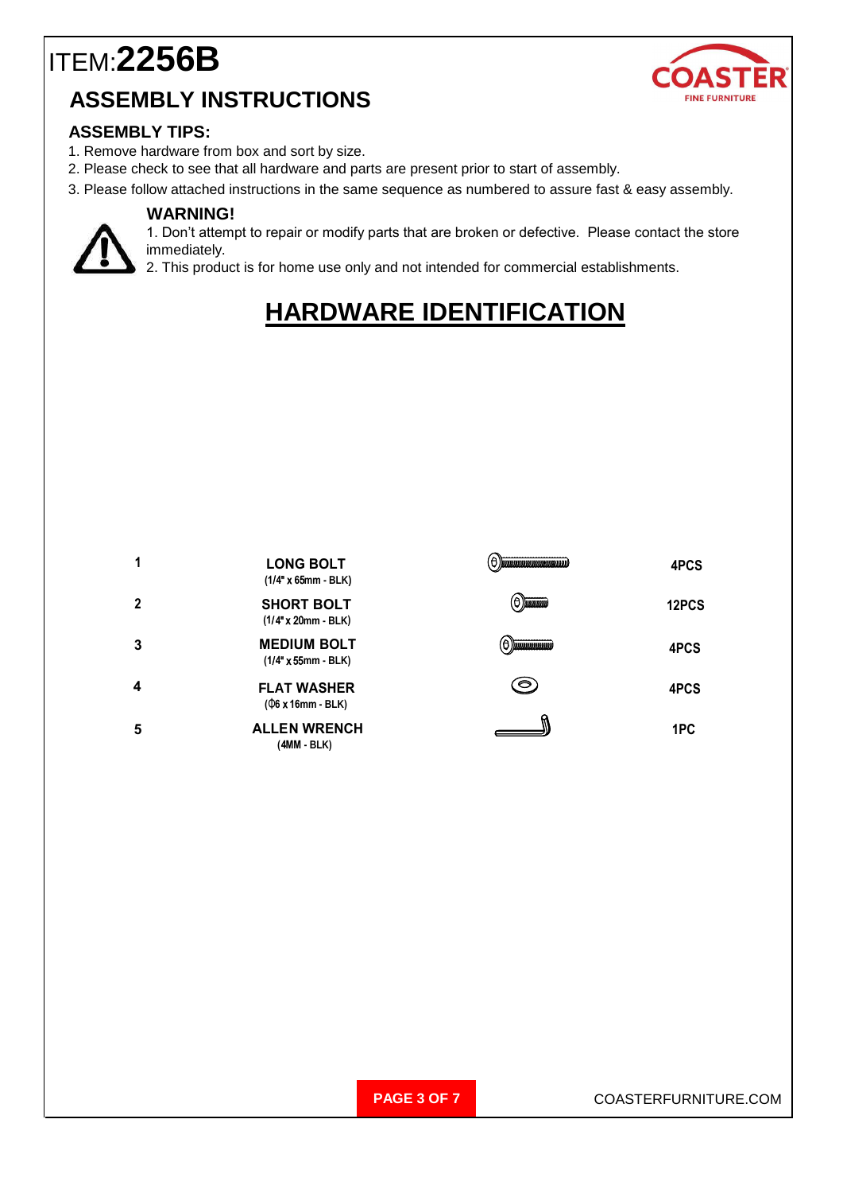# ITEM:**2256B**

## ASSEMBLY INSTRUCTIONS

### ASSEMBLY TIPS:

1. Remove hardware from box and sort by size.
2. Please check to see that all hardware and parts are present prior to start of assembly.
3. Please follow attached instructions in the same sequence as numbered to assure fast & easy assembly.

**WARNING!**

1. Don't attempt to repair or modify parts that are broken or defective. Please contact the store immediately.
2. This product is for home use only and not intended for commercial establishments.

## HARDWARE IDENTIFICATION

| # | Description | Quantity |
|---|---|---|
| 1 | **LONG BOLT** (1/4" x 65mm - BLK) | 4PCS |
| 2 | **SHORT BOLT** (1/4" x 20mm - BLK) | 12PCS |
| 3 | **MEDIUM BOLT** (1/4" x 55mm - BLK) | 4PCS |
| 4 | **FLAT WASHER** (Φ6 x 16mm - BLK) | 4PCS |
| 5 | **ALLEN WRENCH** (4MM - BLK) | 1PC |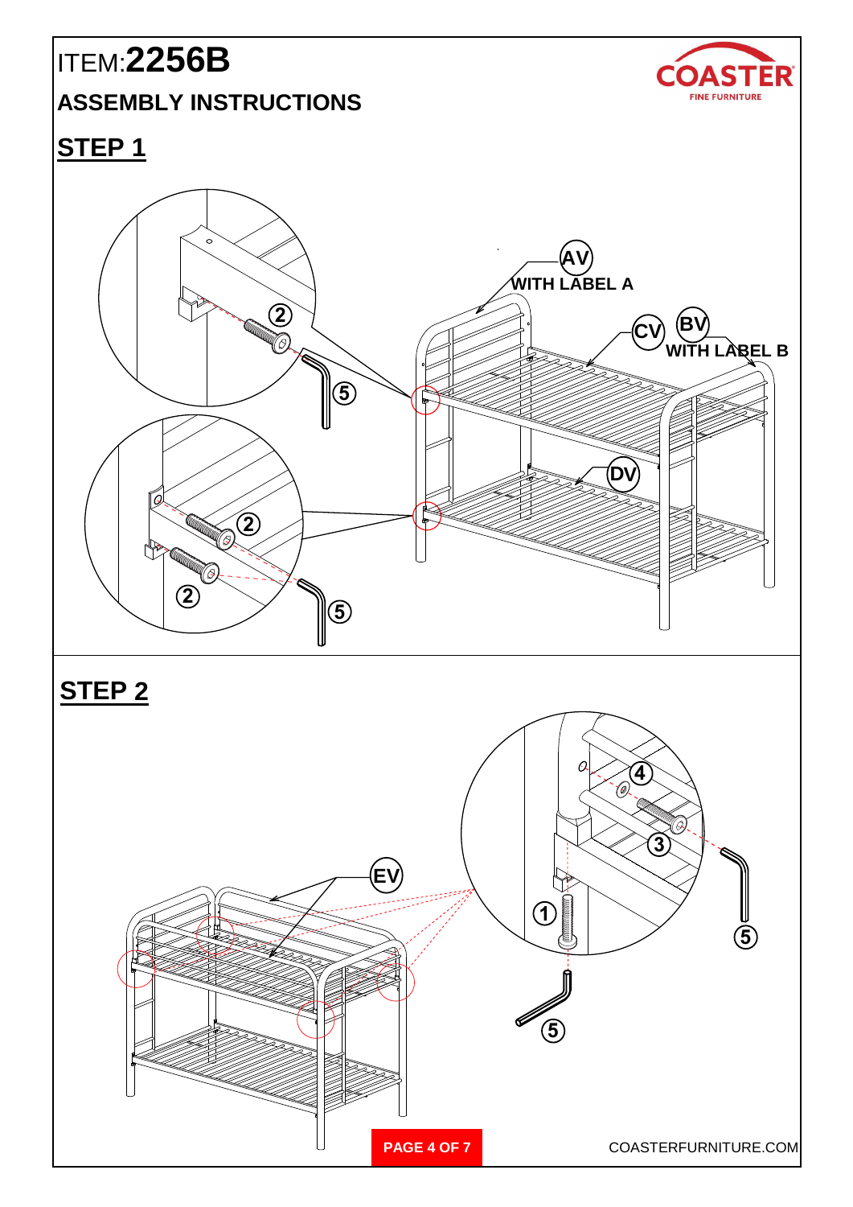ITEM:**2256B**

**ASSEMBLY INSTRUCTIONS**

## STEP 1

AV WITH LABEL A

CV

BV WITH LABEL B

DV

2 2 2

5 5

## STEP 2

EV

4

3

1

5 5

COASTERFURNITURE.COM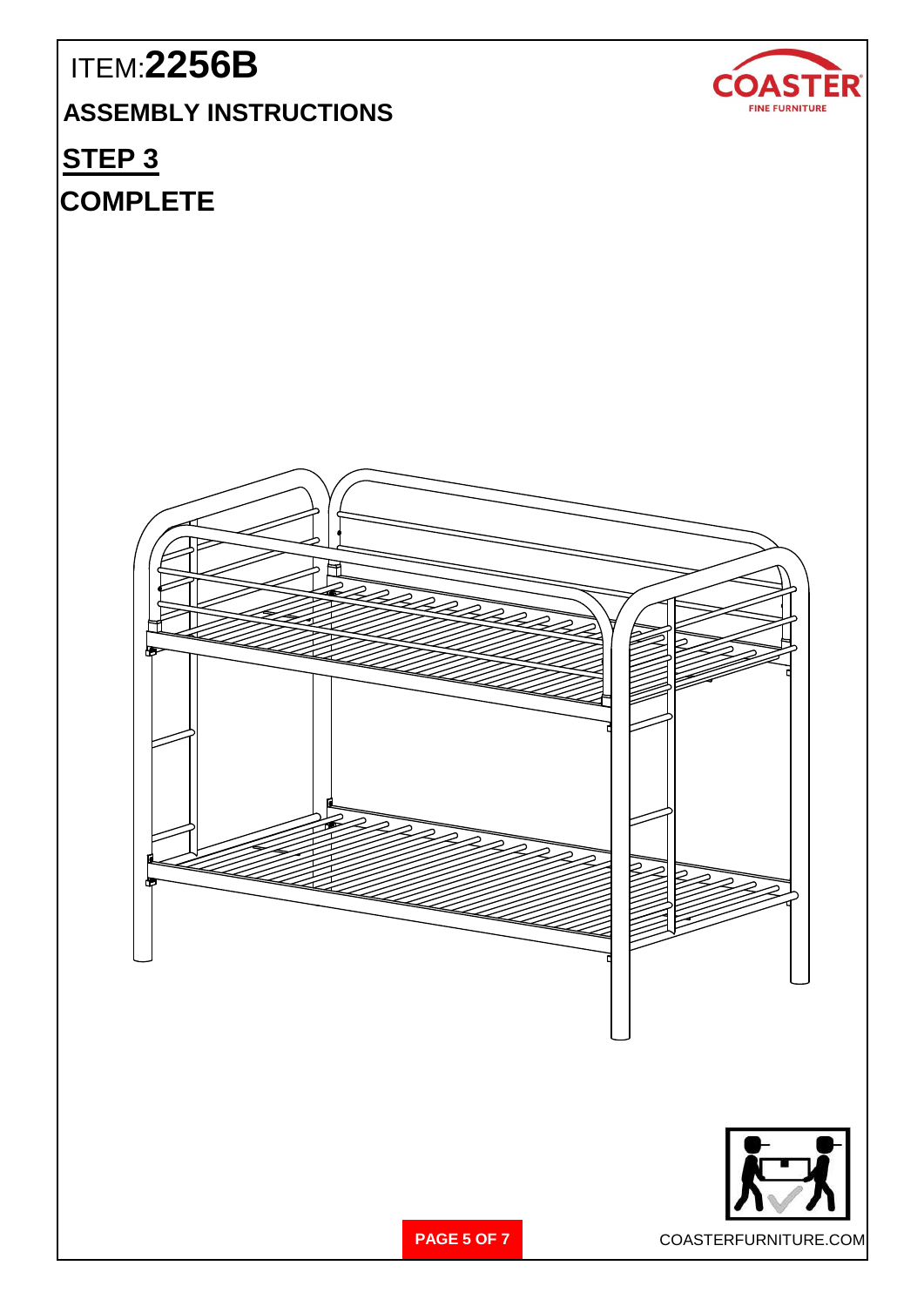ITEM:**2256B**

**ASSEMBLY INSTRUCTIONS**

## STEP 3

## COMPLETE

COASTERFURNITURE.COM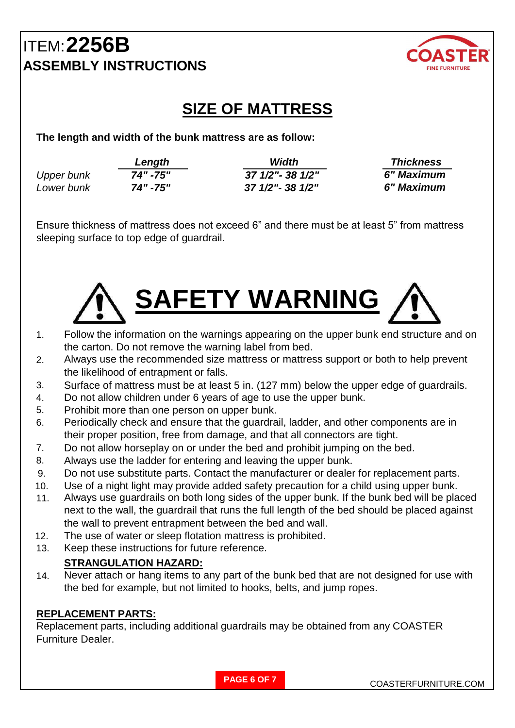# ITEM: **2256B**

## ASSEMBLY INSTRUCTIONS

## SIZE OF MATTRESS

**The length and width of the bunk mattress are as follow:**

| | *Length* | *Width* | *Thickness* |
|---|---|---|---|
| *Upper bunk* | ***74" -75"*** | ***37 1/2"- 38 1/2"*** | ***6" Maximum*** |
| *Lower bunk* | ***74" -75"*** | ***37 1/2"- 38 1/2"*** | ***6" Maximum*** |

Ensure thickness of mattress does not exceed 6" and there must be at least 5" from mattress sleeping surface to top edge of guardrail.

## ⚠ SAFETY WARNING ⚠

1. Follow the information on the warnings appearing on the upper bunk end structure and on the carton. Do not remove the warning label from bed.
2. Always use the recommended size mattress or mattress support or both to help prevent the likelihood of entrapment or falls.
3. Surface of mattress must be at least 5 in. (127 mm) below the upper edge of guardrails.
4. Do not allow children under 6 years of age to use the upper bunk.
5. Prohibit more than one person on upper bunk.
6. Periodically check and ensure that the guardrail, ladder, and other components are in their proper position, free from damage, and that all connectors are tight.
7. Do not allow horseplay on or under the bed and prohibit jumping on the bed.
8. Always use the ladder for entering and leaving the upper bunk.
9. Do not use substitute parts. Contact the manufacturer or dealer for replacement parts.
10. Use of a night light may provide added safety precaution for a child using upper bunk.
11. Always use guardrails on both long sides of the upper bunk. If the bunk bed will be placed next to the wall, the guardrail that runs the full length of the bed should be placed against the wall to prevent entrapment between the bed and wall.
12. The use of water or sleep flotation mattress is prohibited.
13. Keep these instructions for future reference.

    **STRANGULATION HAZARD:**

14. Never attach or hang items to any part of the bunk bed that are not designed for use with the bed for example, but not limited to hooks, belts, and jump ropes.

**REPLACEMENT PARTS:**

Replacement parts, including additional guardrails may be obtained from any COASTER Furniture Dealer.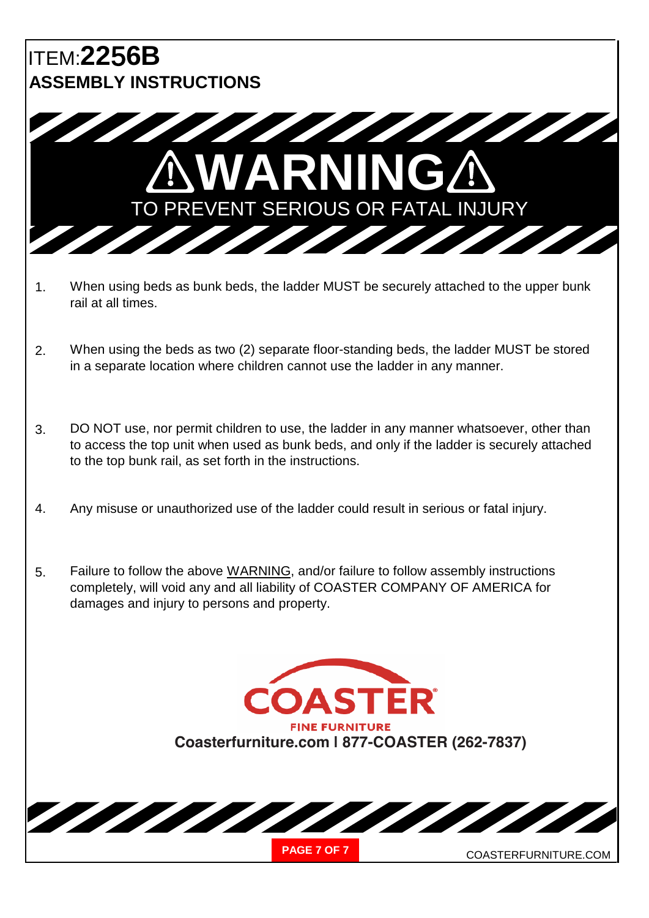# ITEM: **2256B**

## ASSEMBLY INSTRUCTIONS

# ⚠WARNING⚠

## TO PREVENT SERIOUS OR FATAL INJURY

1. When using beds as bunk beds, the ladder MUST be securely attached to the upper bunk rail at all times.

2. When using the beds as two (2) separate floor-standing beds, the ladder MUST be stored in a separate location where children cannot use the ladder in any manner.

3. DO NOT use, nor permit children to use, the ladder in any manner whatsoever, other than to access the top unit when used as bunk beds, and only if the ladder is securely attached to the top bunk rail, as set forth in the instructions.

4. Any misuse or unauthorized use of the ladder could result in serious or fatal injury.

5. Failure to follow the above WARNING, and/or failure to follow assembly instructions completely, will void any and all liability of COASTER COMPANY OF AMERICA for damages and injury to persons and property.

COASTER®
FINE FURNITURE

**Coasterfurniture.com I 877-COASTER (262-7837)**

COASTERFURNITURE.COM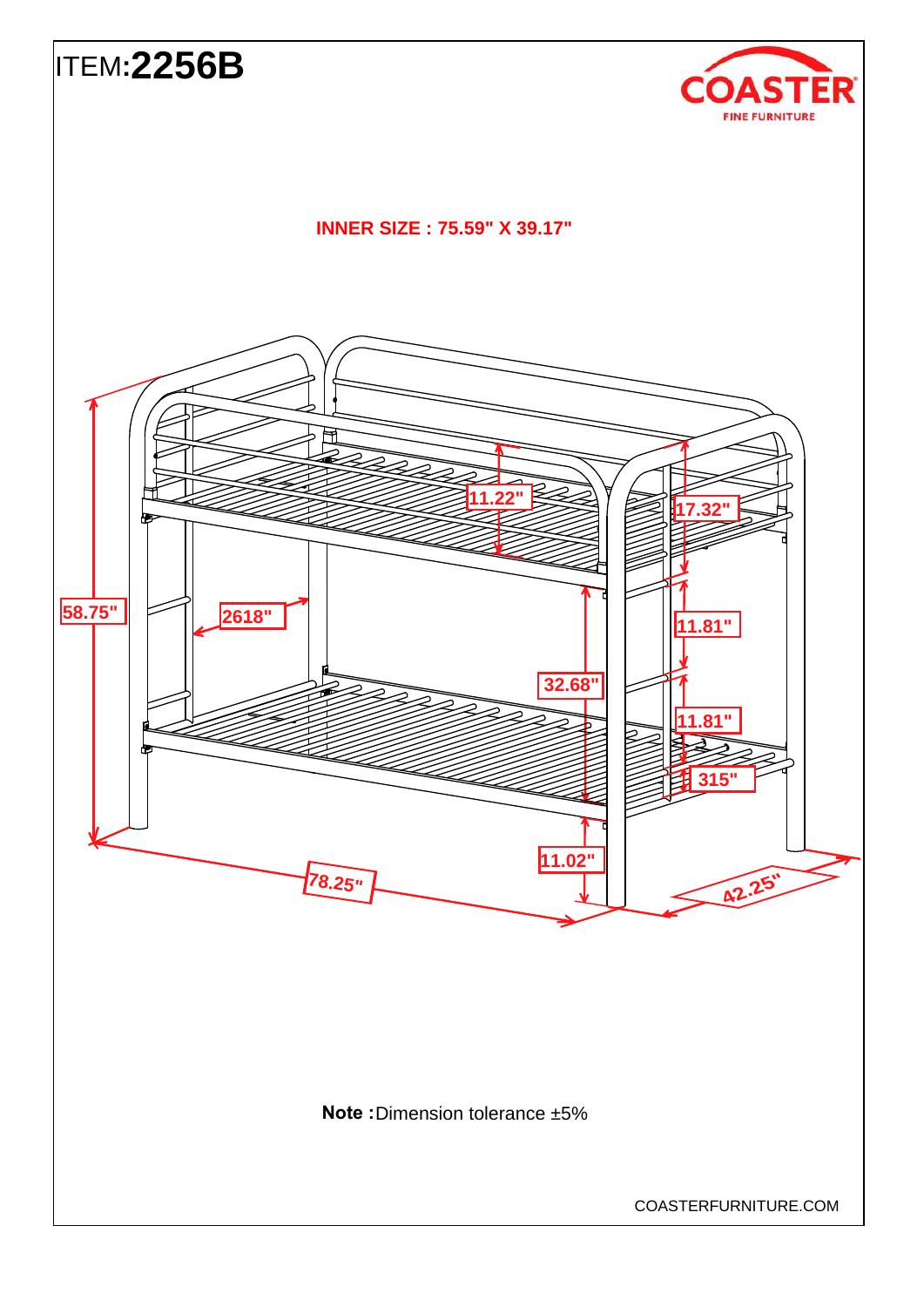# ITEM:2256B

COASTER
FINE FURNITURE

**INNER SIZE : 75.59" X 39.17"**

58.75"

2618"

11.22"

17.32"

11.81"

32.68"

11.81"

315"

11.02"

78.25"

42.25"

**Note :**Dimension tolerance ±5%

COASTERFURNITURE.COM